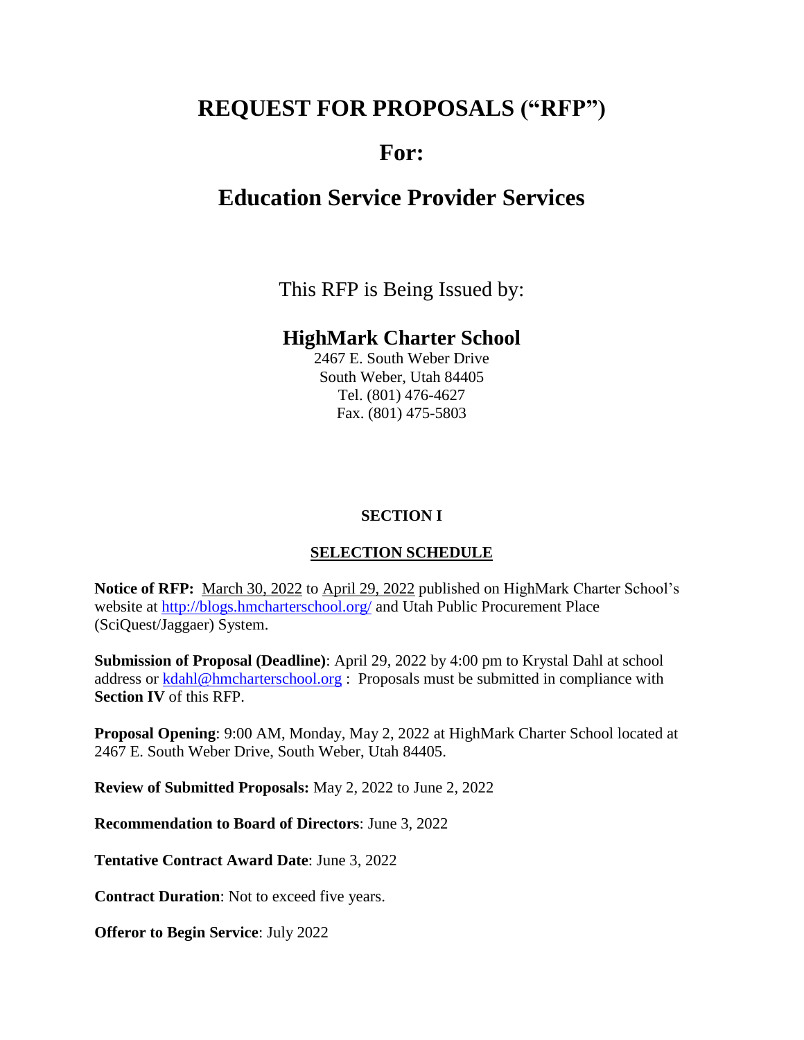# REQUEST FOR PROPOSALS ("RFP")

# For:

# Education Service Provider Services

This RFP is Being Issued by:

## HighMark Charter School

2467 E. South Weber Drive
South Weber, Utah 84405
Tel. (801) 476-4627
Fax. (801) 475-5803

### SECTION I

### SELECTION SCHEDULE

**Notice of RFP:** March 30, 2022 to April 29, 2022 published on HighMark Charter School's website at http://blogs.hmcharterschool.org/ and Utah Public Procurement Place (SciQuest/Jaggaer) System.

**Submission of Proposal (Deadline)**: April 29, 2022 by 4:00 pm to Krystal Dahl at school address or kdahl@hmcharterschool.org : Proposals must be submitted in compliance with **Section IV** of this RFP.

**Proposal Opening**: 9:00 AM, Monday, May 2, 2022 at HighMark Charter School located at 2467 E. South Weber Drive, South Weber, Utah 84405.

**Review of Submitted Proposals:** May 2, 2022 to June 2, 2022

**Recommendation to Board of Directors**: June 3, 2022

**Tentative Contract Award Date**: June 3, 2022

**Contract Duration**: Not to exceed five years.

**Offeror to Begin Service**: July 2022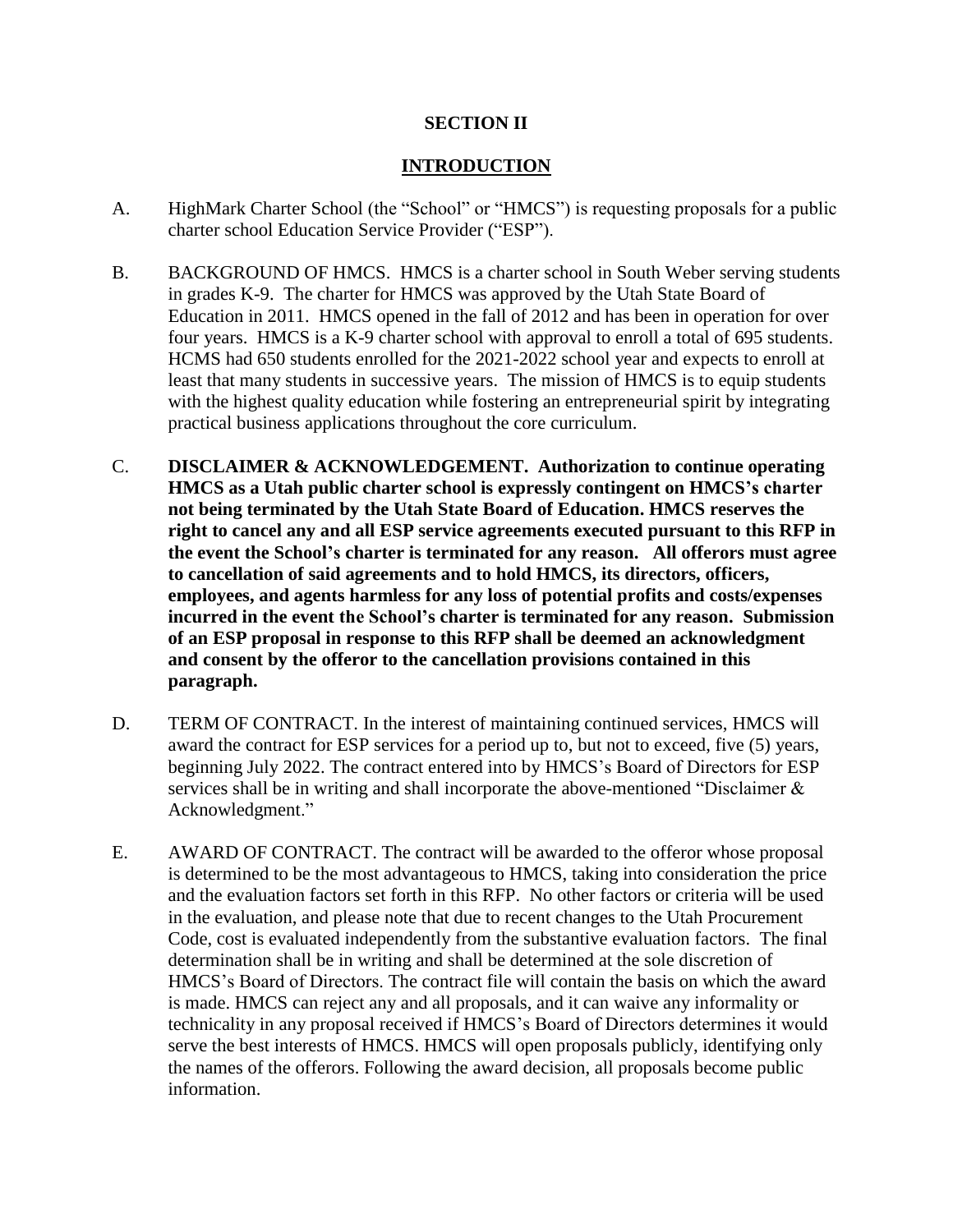## SECTION II

## INTRODUCTION

A. HighMark Charter School (the "School" or "HMCS") is requesting proposals for a public charter school Education Service Provider ("ESP").

B. BACKGROUND OF HMCS. HMCS is a charter school in South Weber serving students in grades K-9. The charter for HMCS was approved by the Utah State Board of Education in 2011. HMCS opened in the fall of 2012 and has been in operation for over four years. HMCS is a K-9 charter school with approval to enroll a total of 695 students. HCMS had 650 students enrolled for the 2021-2022 school year and expects to enroll at least that many students in successive years. The mission of HMCS is to equip students with the highest quality education while fostering an entrepreneurial spirit by integrating practical business applications throughout the core curriculum.

C. **DISCLAIMER & ACKNOWLEDGEMENT. Authorization to continue operating HMCS as a Utah public charter school is expressly contingent on HMCS's charter not being terminated by the Utah State Board of Education. HMCS reserves the right to cancel any and all ESP service agreements executed pursuant to this RFP in the event the School's charter is terminated for any reason. All offerors must agree to cancellation of said agreements and to hold HMCS, its directors, officers, employees, and agents harmless for any loss of potential profits and costs/expenses incurred in the event the School's charter is terminated for any reason. Submission of an ESP proposal in response to this RFP shall be deemed an acknowledgment and consent by the offeror to the cancellation provisions contained in this paragraph.**

D. TERM OF CONTRACT. In the interest of maintaining continued services, HMCS will award the contract for ESP services for a period up to, but not to exceed, five (5) years, beginning July 2022. The contract entered into by HMCS's Board of Directors for ESP services shall be in writing and shall incorporate the above-mentioned "Disclaimer & Acknowledgment."

E. AWARD OF CONTRACT. The contract will be awarded to the offeror whose proposal is determined to be the most advantageous to HMCS, taking into consideration the price and the evaluation factors set forth in this RFP. No other factors or criteria will be used in the evaluation, and please note that due to recent changes to the Utah Procurement Code, cost is evaluated independently from the substantive evaluation factors. The final determination shall be in writing and shall be determined at the sole discretion of HMCS's Board of Directors. The contract file will contain the basis on which the award is made. HMCS can reject any and all proposals, and it can waive any informality or technicality in any proposal received if HMCS's Board of Directors determines it would serve the best interests of HMCS. HMCS will open proposals publicly, identifying only the names of the offerors. Following the award decision, all proposals become public information.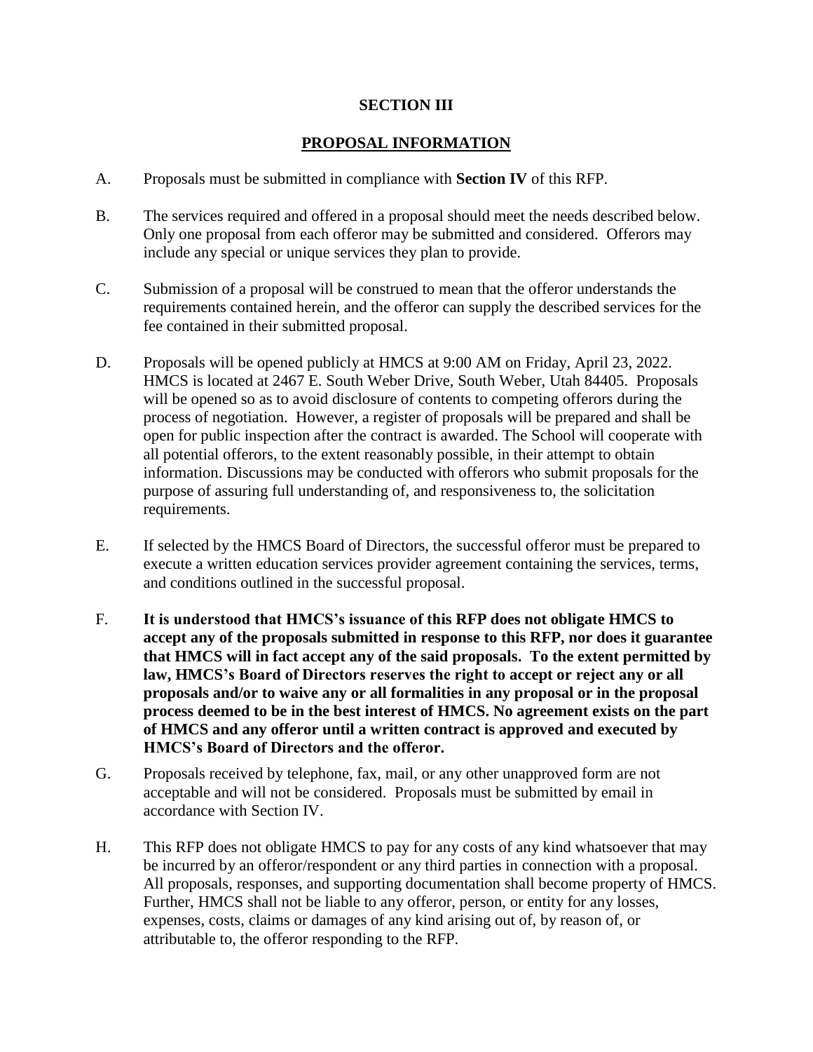## SECTION III

## PROPOSAL INFORMATION

A. Proposals must be submitted in compliance with **Section IV** of this RFP.

B. The services required and offered in a proposal should meet the needs described below. Only one proposal from each offeror may be submitted and considered. Offerors may include any special or unique services they plan to provide.

C. Submission of a proposal will be construed to mean that the offeror understands the requirements contained herein, and the offeror can supply the described services for the fee contained in their submitted proposal.

D. Proposals will be opened publicly at HMCS at 9:00 AM on Friday, April 23, 2022. HMCS is located at 2467 E. South Weber Drive, South Weber, Utah 84405. Proposals will be opened so as to avoid disclosure of contents to competing offerors during the process of negotiation. However, a register of proposals will be prepared and shall be open for public inspection after the contract is awarded. The School will cooperate with all potential offerors, to the extent reasonably possible, in their attempt to obtain information. Discussions may be conducted with offerors who submit proposals for the purpose of assuring full understanding of, and responsiveness to, the solicitation requirements.

E. If selected by the HMCS Board of Directors, the successful offeror must be prepared to execute a written education services provider agreement containing the services, terms, and conditions outlined in the successful proposal.

F. **It is understood that HMCS's issuance of this RFP does not obligate HMCS to accept any of the proposals submitted in response to this RFP, nor does it guarantee that HMCS will in fact accept any of the said proposals. To the extent permitted by law, HMCS's Board of Directors reserves the right to accept or reject any or all proposals and/or to waive any or all formalities in any proposal or in the proposal process deemed to be in the best interest of HMCS. No agreement exists on the part of HMCS and any offeror until a written contract is approved and executed by HMCS's Board of Directors and the offeror.**

G. Proposals received by telephone, fax, mail, or any other unapproved form are not acceptable and will not be considered. Proposals must be submitted by email in accordance with Section IV.

H. This RFP does not obligate HMCS to pay for any costs of any kind whatsoever that may be incurred by an offeror/respondent or any third parties in connection with a proposal. All proposals, responses, and supporting documentation shall become property of HMCS. Further, HMCS shall not be liable to any offeror, person, or entity for any losses, expenses, costs, claims or damages of any kind arising out of, by reason of, or attributable to, the offeror responding to the RFP.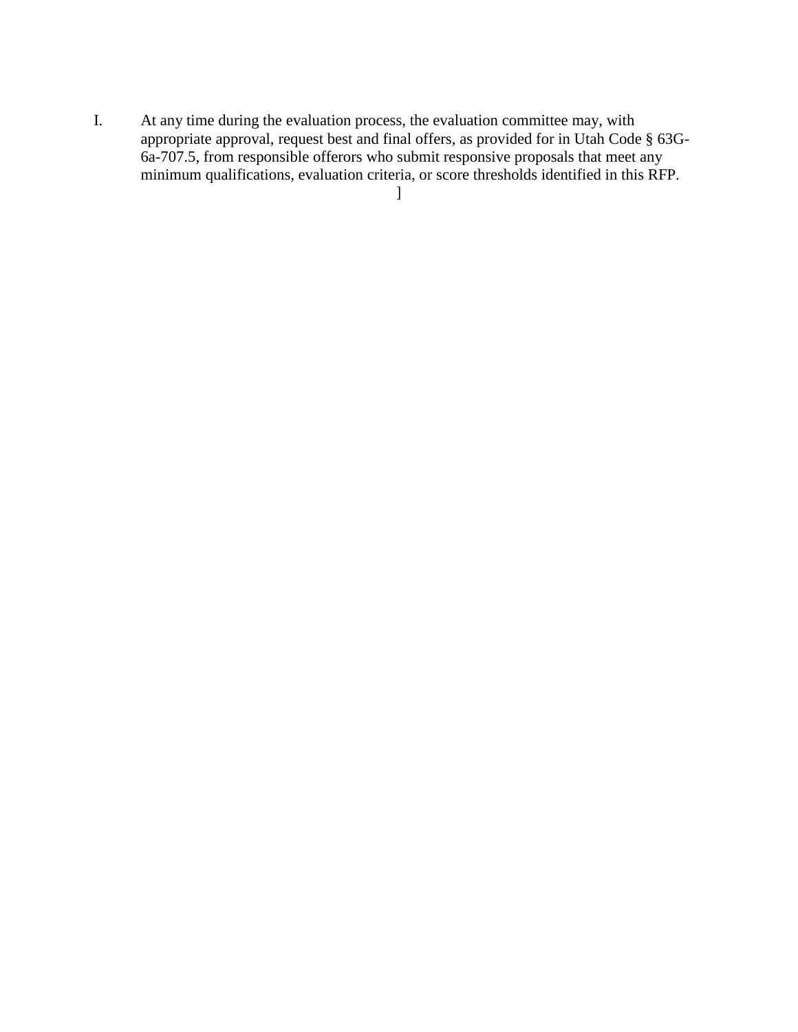I. At any time during the evaluation process, the evaluation committee may, with appropriate approval, request best and final offers, as provided for in Utah Code § 63G-6a-707.5, from responsible offerors who submit responsive proposals that meet any minimum qualifications, evaluation criteria, or score thresholds identified in this RFP.

]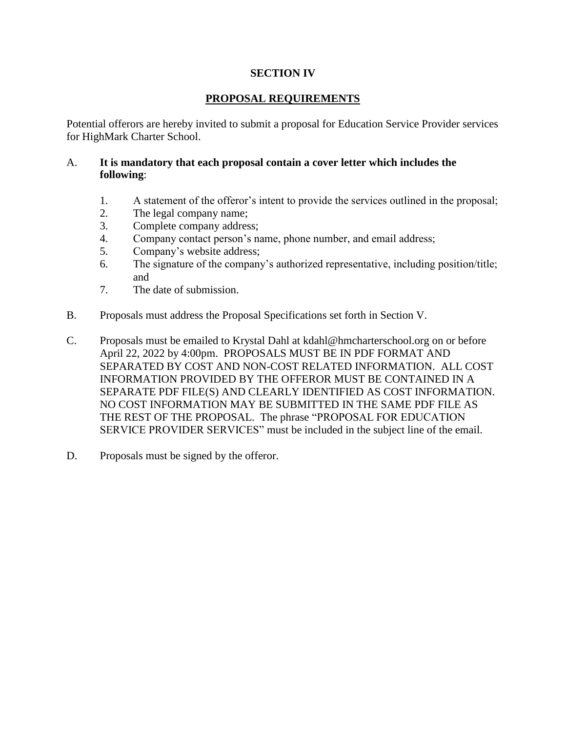# SECTION IV

## PROPOSAL REQUIREMENTS

Potential offerors are hereby invited to submit a proposal for Education Service Provider services for HighMark Charter School.

A. **It is mandatory that each proposal contain a cover letter which includes the following**:

   1. A statement of the offeror's intent to provide the services outlined in the proposal;
   2. The legal company name;
   3. Complete company address;
   4. Company contact person's name, phone number, and email address;
   5. Company's website address;
   6. The signature of the company's authorized representative, including position/title; and
   7. The date of submission.

B. Proposals must address the Proposal Specifications set forth in Section V.

C. Proposals must be emailed to Krystal Dahl at kdahl@hmcharterschool.org on or before April 22, 2022 by 4:00pm. PROPOSALS MUST BE IN PDF FORMAT AND SEPARATED BY COST AND NON-COST RELATED INFORMATION. ALL COST INFORMATION PROVIDED BY THE OFFEROR MUST BE CONTAINED IN A SEPARATE PDF FILE(S) AND CLEARLY IDENTIFIED AS COST INFORMATION. NO COST INFORMATION MAY BE SUBMITTED IN THE SAME PDF FILE AS THE REST OF THE PROPOSAL. The phrase "PROPOSAL FOR EDUCATION SERVICE PROVIDER SERVICES" must be included in the subject line of the email.

D. Proposals must be signed by the offeror.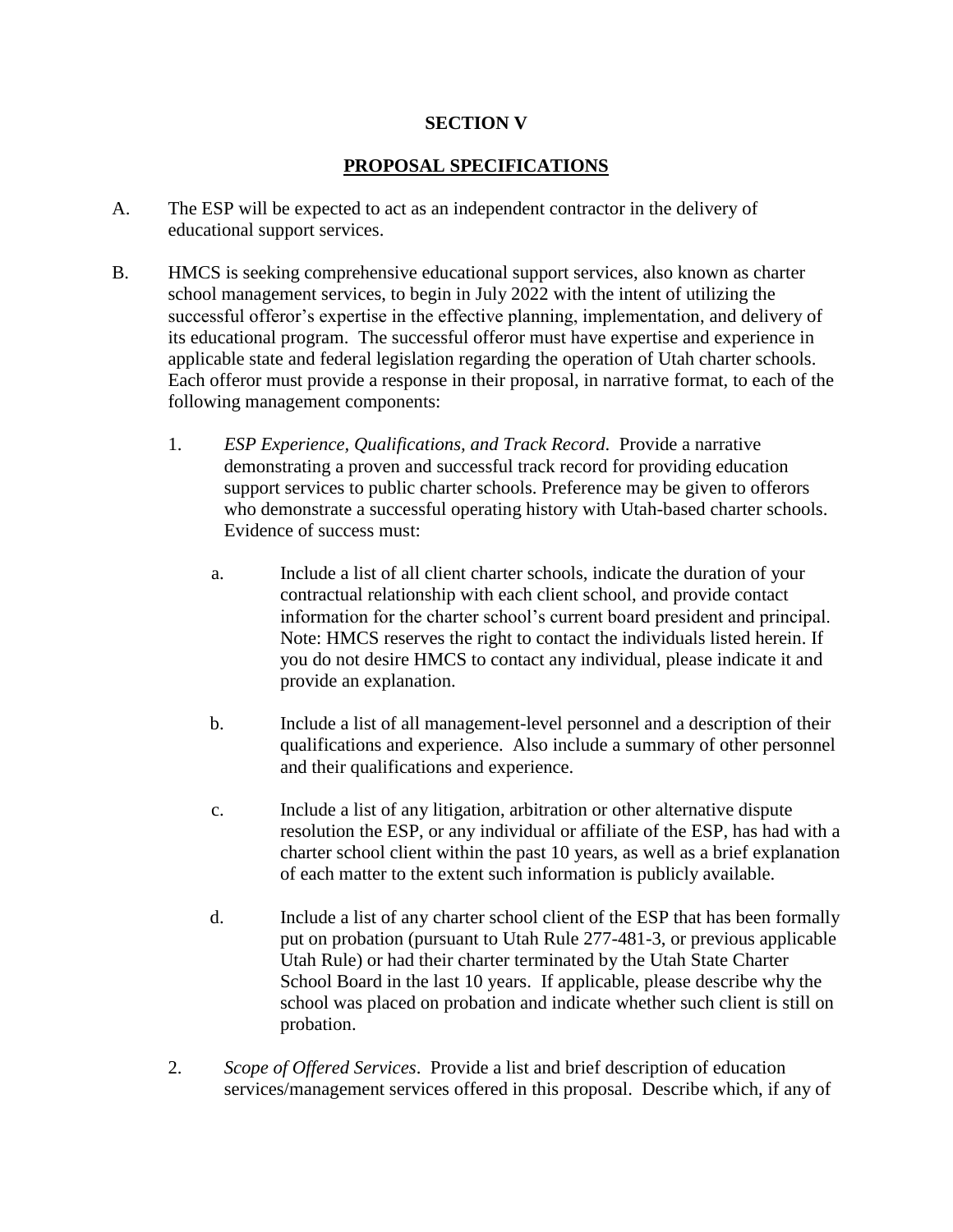## SECTION V

## PROPOSAL SPECIFICATIONS

A. The ESP will be expected to act as an independent contractor in the delivery of educational support services.

B. HMCS is seeking comprehensive educational support services, also known as charter school management services, to begin in July 2022 with the intent of utilizing the successful offeror's expertise in the effective planning, implementation, and delivery of its educational program. The successful offeror must have expertise and experience in applicable state and federal legislation regarding the operation of Utah charter schools. Each offeror must provide a response in their proposal, in narrative format, to each of the following management components:

   1. *ESP Experience, Qualifications, and Track Record*. Provide a narrative demonstrating a proven and successful track record for providing education support services to public charter schools. Preference may be given to offerors who demonstrate a successful operating history with Utah-based charter schools. Evidence of success must:

      a. Include a list of all client charter schools, indicate the duration of your contractual relationship with each client school, and provide contact information for the charter school's current board president and principal. Note: HMCS reserves the right to contact the individuals listed herein. If you do not desire HMCS to contact any individual, please indicate it and provide an explanation.

      b. Include a list of all management-level personnel and a description of their qualifications and experience. Also include a summary of other personnel and their qualifications and experience.

      c. Include a list of any litigation, arbitration or other alternative dispute resolution the ESP, or any individual or affiliate of the ESP, has had with a charter school client within the past 10 years, as well as a brief explanation of each matter to the extent such information is publicly available.

      d. Include a list of any charter school client of the ESP that has been formally put on probation (pursuant to Utah Rule 277-481-3, or previous applicable Utah Rule) or had their charter terminated by the Utah State Charter School Board in the last 10 years. If applicable, please describe why the school was placed on probation and indicate whether such client is still on probation.

   2. *Scope of Offered Services*. Provide a list and brief description of education services/management services offered in this proposal. Describe which, if any of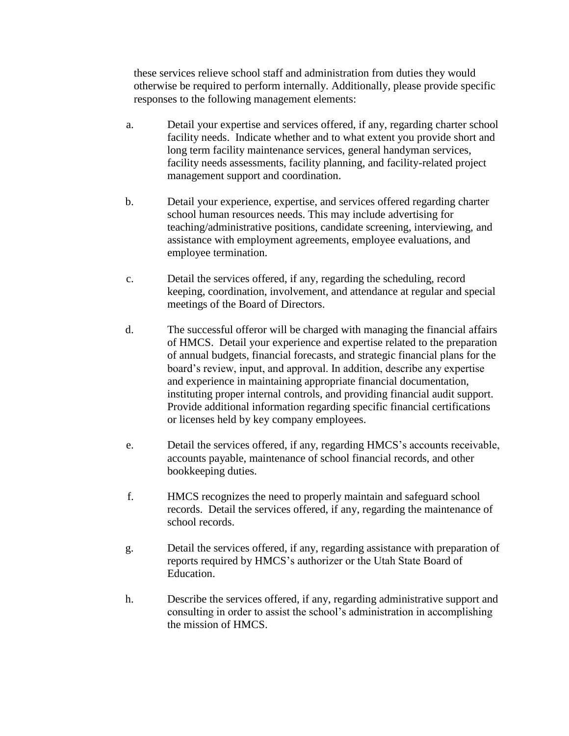these services relieve school staff and administration from duties they would otherwise be required to perform internally. Additionally, please provide specific responses to the following management elements:

a. Detail your expertise and services offered, if any, regarding charter school facility needs. Indicate whether and to what extent you provide short and long term facility maintenance services, general handyman services, facility needs assessments, facility planning, and facility-related project management support and coordination.

b. Detail your experience, expertise, and services offered regarding charter school human resources needs. This may include advertising for teaching/administrative positions, candidate screening, interviewing, and assistance with employment agreements, employee evaluations, and employee termination.

c. Detail the services offered, if any, regarding the scheduling, record keeping, coordination, involvement, and attendance at regular and special meetings of the Board of Directors.

d. The successful offeror will be charged with managing the financial affairs of HMCS. Detail your experience and expertise related to the preparation of annual budgets, financial forecasts, and strategic financial plans for the board's review, input, and approval. In addition, describe any expertise and experience in maintaining appropriate financial documentation, instituting proper internal controls, and providing financial audit support. Provide additional information regarding specific financial certifications or licenses held by key company employees.

e. Detail the services offered, if any, regarding HMCS's accounts receivable, accounts payable, maintenance of school financial records, and other bookkeeping duties.

f. HMCS recognizes the need to properly maintain and safeguard school records. Detail the services offered, if any, regarding the maintenance of school records.

g. Detail the services offered, if any, regarding assistance with preparation of reports required by HMCS's authorizer or the Utah State Board of Education.

h. Describe the services offered, if any, regarding administrative support and consulting in order to assist the school's administration in accomplishing the mission of HMCS.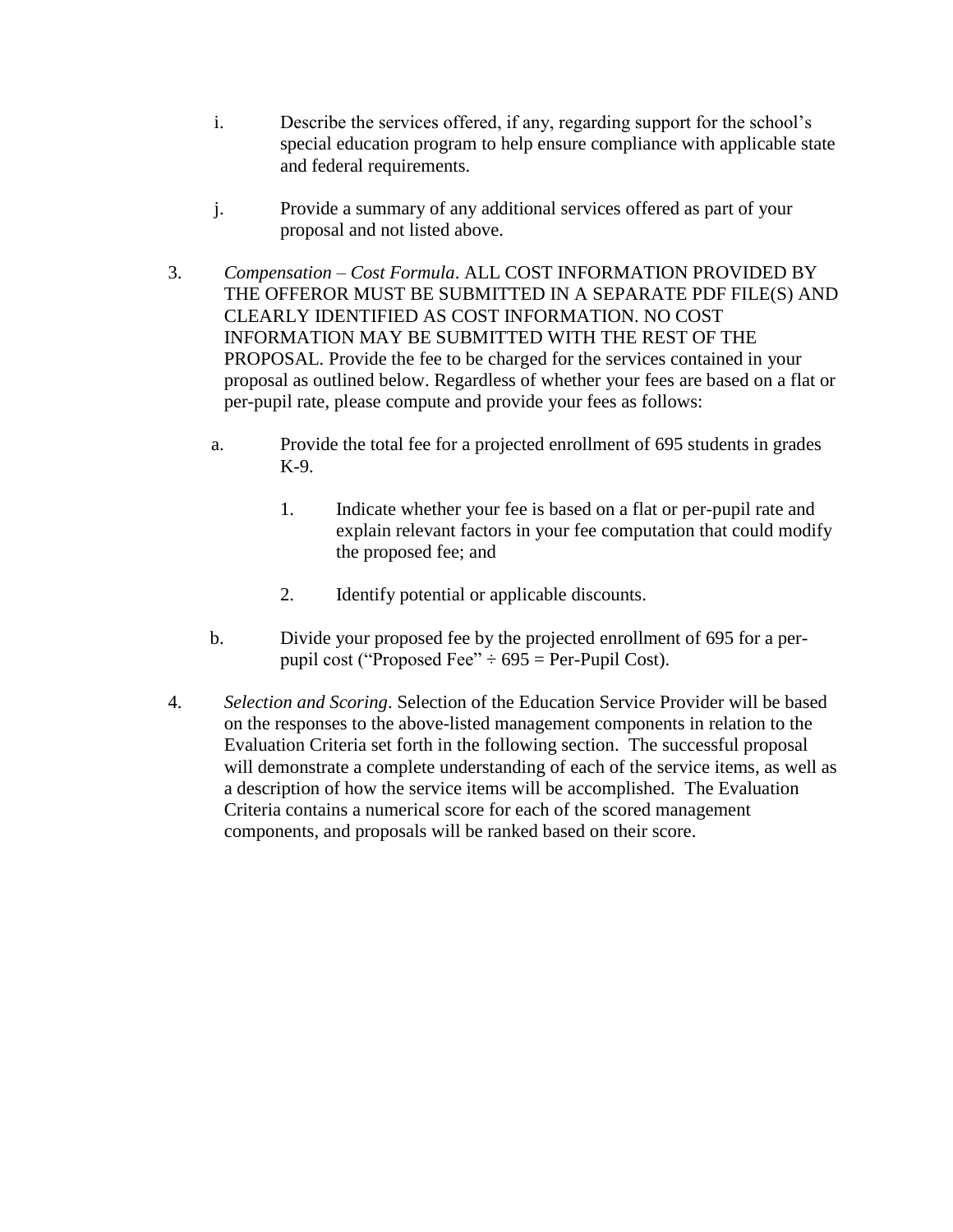i. Describe the services offered, if any, regarding support for the school's special education program to help ensure compliance with applicable state and federal requirements.

j. Provide a summary of any additional services offered as part of your proposal and not listed above.

3. *Compensation – Cost Formula*. ALL COST INFORMATION PROVIDED BY THE OFFEROR MUST BE SUBMITTED IN A SEPARATE PDF FILE(S) AND CLEARLY IDENTIFIED AS COST INFORMATION. NO COST INFORMATION MAY BE SUBMITTED WITH THE REST OF THE PROPOSAL. Provide the fee to be charged for the services contained in your proposal as outlined below. Regardless of whether your fees are based on a flat or per-pupil rate, please compute and provide your fees as follows:

   a. Provide the total fee for a projected enrollment of 695 students in grades K-9.

      1. Indicate whether your fee is based on a flat or per-pupil rate and explain relevant factors in your fee computation that could modify the proposed fee; and

      2. Identify potential or applicable discounts.

   b. Divide your proposed fee by the projected enrollment of 695 for a per-pupil cost ("Proposed Fee" ÷ 695 = Per-Pupil Cost).

4. *Selection and Scoring*. Selection of the Education Service Provider will be based on the responses to the above-listed management components in relation to the Evaluation Criteria set forth in the following section. The successful proposal will demonstrate a complete understanding of each of the service items, as well as a description of how the service items will be accomplished. The Evaluation Criteria contains a numerical score for each of the scored management components, and proposals will be ranked based on their score.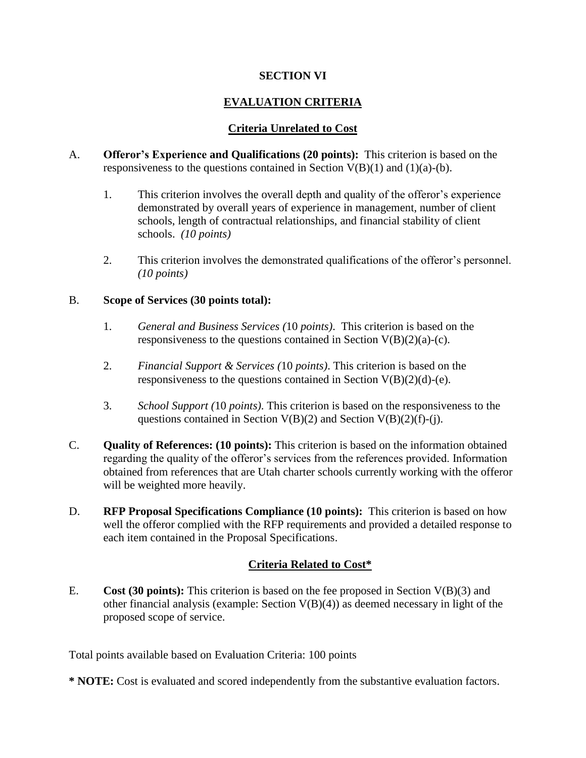# SECTION VI

## EVALUATION CRITERIA

### Criteria Unrelated to Cost

A. **Offeror's Experience and Qualifications (20 points):** This criterion is based on the responsiveness to the questions contained in Section V(B)(1) and (1)(a)-(b).

1. This criterion involves the overall depth and quality of the offeror's experience demonstrated by overall years of experience in management, number of client schools, length of contractual relationships, and financial stability of client schools. *(10 points)*

2. This criterion involves the demonstrated qualifications of the offeror's personnel. *(10 points)*

B. **Scope of Services (30 points total):**

1. *General and Business Services (10 points)*. This criterion is based on the responsiveness to the questions contained in Section V(B)(2)(a)-(c).

2. *Financial Support & Services (10 points)*. This criterion is based on the responsiveness to the questions contained in Section V(B)(2)(d)-(e).

3. *School Support (10 points)*. This criterion is based on the responsiveness to the questions contained in Section V(B)(2) and Section V(B)(2)(f)-(j).

C. **Quality of References: (10 points):** This criterion is based on the information obtained regarding the quality of the offeror's services from the references provided. Information obtained from references that are Utah charter schools currently working with the offeror will be weighted more heavily.

D. **RFP Proposal Specifications Compliance (10 points):** This criterion is based on how well the offeror complied with the RFP requirements and provided a detailed response to each item contained in the Proposal Specifications.

### Criteria Related to Cost*

E. **Cost (30 points):** This criterion is based on the fee proposed in Section V(B)(3) and other financial analysis (example: Section V(B)(4)) as deemed necessary in light of the proposed scope of service.

Total points available based on Evaluation Criteria: 100 points

**\* NOTE:** Cost is evaluated and scored independently from the substantive evaluation factors.